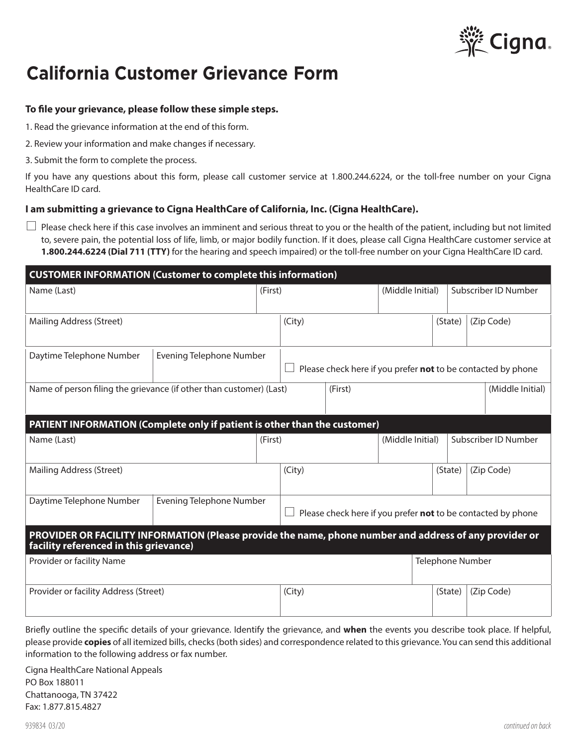Cigna

# California Customer Grievance Form

**To file your grievance, please follow these simple steps.**

1. Read the grievance information at the end of this form.
2. Review your information and make changes if necessary.
3. Submit the form to complete the process.

If you have any questions about this form, please call customer service at 1.800.244.6224, or the toll-free number on your Cigna HealthCare ID card.

**I am submitting a grievance to Cigna HealthCare of California, Inc. (Cigna HealthCare).**

☐ Please check here if this case involves an imminent and serious threat to you or the health of the patient, including but not limited to, severe pain, the potential loss of life, limb, or major bodily function. If it does, please call Cigna HealthCare customer service at **1.800.244.6224 (Dial 711 (TTY)** for the hearing and speech impaired) or the toll-free number on your Cigna HealthCare ID card.

| CUSTOMER INFORMATION (Customer to complete this information) | | | | |
|---|---|---|---|---|
| Name (Last) | (First) | (Middle Initial) | Subscriber ID Number | |
| Mailing Address (Street) | (City) | (State) | (Zip Code) | |
| Daytime Telephone Number | Evening Telephone Number | ☐ Please check here if you prefer **not** to be contacted by phone | | |
| Name of person filing the grievance (if other than customer) (Last) | (First) | (Middle Initial) | | |

| PATIENT INFORMATION (Complete only if patient is other than the customer) | | | |
|---|---|---|---|
| Name (Last) | (First) | (Middle Initial) | Subscriber ID Number |
| Mailing Address (Street) | (City) | (State) | (Zip Code) |
| Daytime Telephone Number | Evening Telephone Number | ☐ Please check here if you prefer **not** to be contacted by phone | |

| PROVIDER OR FACILITY INFORMATION (Please provide the name, phone number and address of any provider or facility referenced in this grievance) | | | |
|---|---|---|---|
| Provider or facility Name | Telephone Number | | |
| Provider or facility Address (Street) | (City) | (State) | (Zip Code) |

Briefly outline the specific details of your grievance. Identify the grievance, and **when** the events you describe took place. If helpful, please provide **copies** of all itemized bills, checks (both sides) and correspondence related to this grievance. You can send this additional information to the following address or fax number.

Cigna HealthCare National Appeals
PO Box 188011
Chattanooga, TN 37422
Fax: 1.877.815.4827

939834 03/20

*continued on back*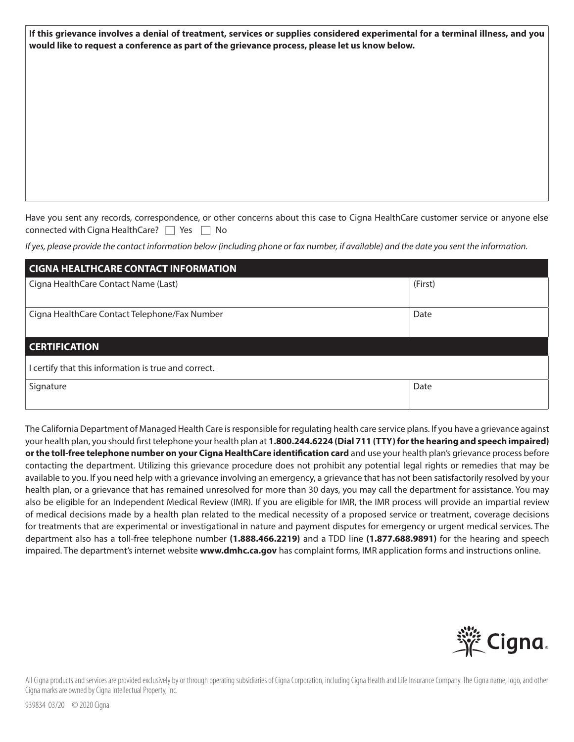**If this grievance involves a denial of treatment, services or supplies considered experimental for a terminal illness, and you would like to request a conference as part of the grievance process, please let us know below.**

Have you sent any records, correspondence, or other concerns about this case to Cigna HealthCare customer service or anyone else connected with Cigna HealthCare? ☐ Yes ☐ No

*If yes, please provide the contact information below (including phone or fax number, if available) and the date you sent the information.*

| **CIGNA HEALTHCARE CONTACT INFORMATION** | |
|---|---|
| Cigna HealthCare Contact Name (Last) | (First) |
| Cigna HealthCare Contact Telephone/Fax Number | Date |

| **CERTIFICATION** | |
|---|---|
| I certify that this information is true and correct. | |
| Signature | Date |

The California Department of Managed Health Care is responsible for regulating health care service plans. If you have a grievance against your health plan, you should first telephone your health plan at **1.800.244.6224 (Dial 711 (TTY) for the hearing and speech impaired) or the toll-free telephone number on your Cigna HealthCare identification card** and use your health plan's grievance process before contacting the department. Utilizing this grievance procedure does not prohibit any potential legal rights or remedies that may be available to you. If you need help with a grievance involving an emergency, a grievance that has not been satisfactorily resolved by your health plan, or a grievance that has remained unresolved for more than 30 days, you may call the department for assistance. You may also be eligible for an Independent Medical Review (IMR). If you are eligible for IMR, the IMR process will provide an impartial review of medical decisions made by a health plan related to the medical necessity of a proposed service or treatment, coverage decisions for treatments that are experimental or investigational in nature and payment disputes for emergency or urgent medical services. The department also has a toll-free telephone number **(1.888.466.2219)** and a TDD line **(1.877.688.9891)** for the hearing and speech impaired. The department's internet website **www.dmhc.ca.gov** has complaint forms, IMR application forms and instructions online.

Cigna.

All Cigna products and services are provided exclusively by or through operating subsidiaries of Cigna Corporation, including Cigna Health and Life Insurance Company. The Cigna name, logo, and other Cigna marks are owned by Cigna Intellectual Property, Inc.

939834 03/20 © 2020 Cigna